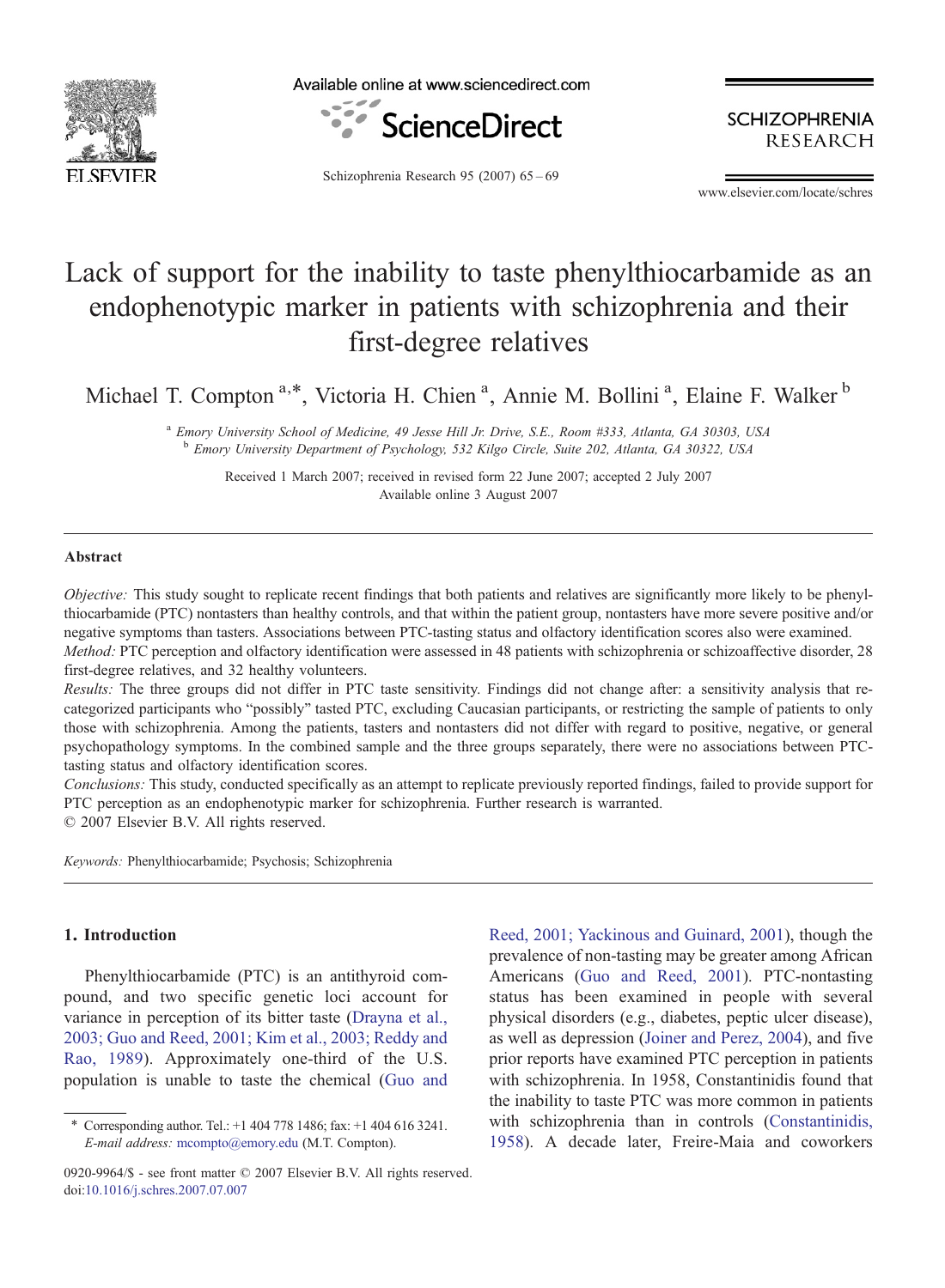# Lack of support for the inability to taste phenylthiocarbamide as an endophenotypic marker in patients with schizophrenia and their first-degree relatives

Michael T. Compton [a,*], Victoria H. Chien [a], Annie M. Bollini [a], Elaine F. Walker [b]

[a] Emory University School of Medicine, 49 Jesse Hill Jr. Drive, S.E., Room #333, Atlanta, GA 30303, USA
[b] Emory University Department of Psychology, 532 Kilgo Circle, Suite 202, Atlanta, GA 30322, USA

Received 1 March 2007; received in revised form 22 June 2007; accepted 2 July 2007
Available online 3 August 2007

## Abstract

*Objective:* This study sought to replicate recent findings that both patients and relatives are significantly more likely to be phenylthiocarbamide (PTC) nontasters than healthy controls, and that within the patient group, nontasters have more severe positive and/or negative symptoms than tasters. Associations between PTC-tasting status and olfactory identification scores also were examined.

*Method:* PTC perception and olfactory identification were assessed in 48 patients with schizophrenia or schizoaffective disorder, 28 first-degree relatives, and 32 healthy volunteers.

*Results:* The three groups did not differ in PTC taste sensitivity. Findings did not change after: a sensitivity analysis that re-categorized participants who "possibly" tasted PTC, excluding Caucasian participants, or restricting the sample of patients to only those with schizophrenia. Among the patients, tasters and nontasters did not differ with regard to positive, negative, or general psychopathology symptoms. In the combined sample and the three groups separately, there were no associations between PTC-tasting status and olfactory identification scores.

*Conclusions:* This study, conducted specifically as an attempt to replicate previously reported findings, failed to provide support for PTC perception as an endophenotypic marker for schizophrenia. Further research is warranted.

© 2007 Elsevier B.V. All rights reserved.

*Keywords:* Phenylthiocarbamide; Psychosis; Schizophrenia

## 1. Introduction

Phenylthiocarbamide (PTC) is an antithyroid compound, and two specific genetic loci account for variance in perception of its bitter taste (Drayna et al., 2003; Guo and Reed, 2001; Kim et al., 2003; Reddy and Rao, 1989). Approximately one-third of the U.S. population is unable to taste the chemical (Guo and Reed, 2001; Yackinous and Guinard, 2001), though the prevalence of non-tasting may be greater among African Americans (Guo and Reed, 2001). PTC-nontasting status has been examined in people with several physical disorders (e.g., diabetes, peptic ulcer disease), as well as depression (Joiner and Perez, 2004), and five prior reports have examined PTC perception in patients with schizophrenia. In 1958, Constantinidis found that the inability to taste PTC was more common in patients with schizophrenia than in controls (Constantinidis, 1958). A decade later, Freire-Maia and coworkers

* Corresponding author. Tel.: +1 404 778 1486; fax: +1 404 616 3241. *E-mail address:* mcompto@emory.edu (M.T. Compton).

0920-9964/$ - see front matter © 2007 Elsevier B.V. All rights reserved.
doi:10.1016/j.schres.2007.07.007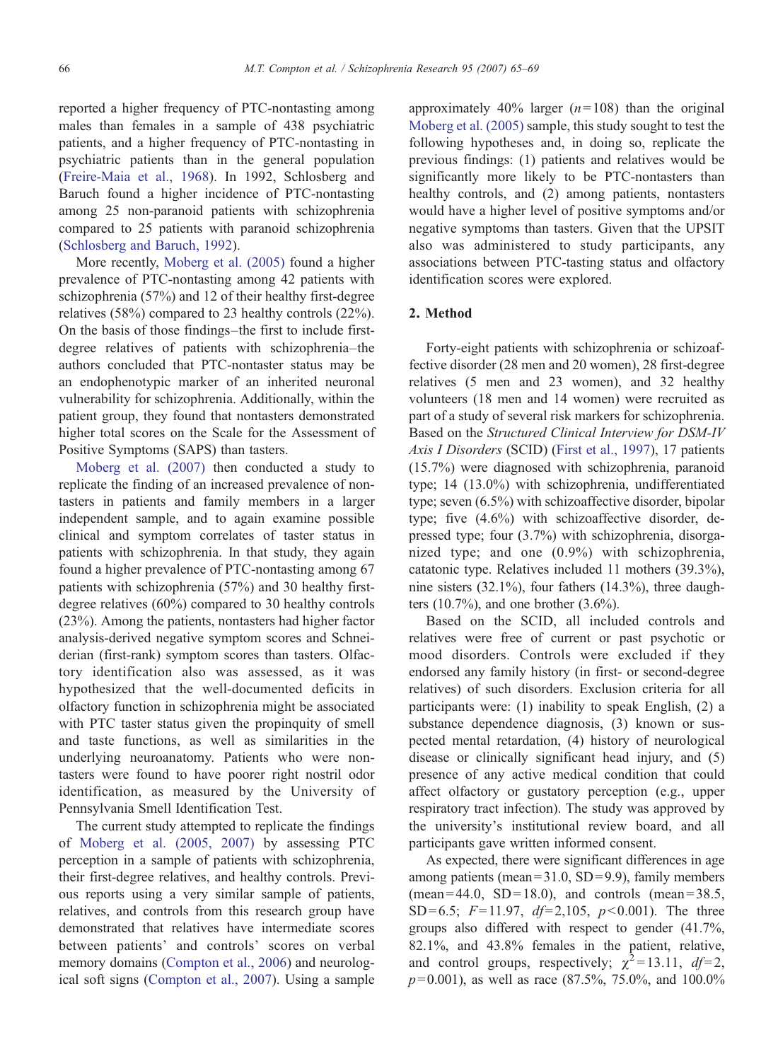reported a higher frequency of PTC-nontasting among males than females in a sample of 438 psychiatric patients, and a higher frequency of PTC-nontasting in psychiatric patients than in the general population (Freire-Maia et al., 1968). In 1992, Schlosberg and Baruch found a higher incidence of PTC-nontasting among 25 non-paranoid patients with schizophrenia compared to 25 patients with paranoid schizophrenia (Schlosberg and Baruch, 1992).

More recently, Moberg et al. (2005) found a higher prevalence of PTC-nontasting among 42 patients with schizophrenia (57%) and 12 of their healthy first-degree relatives (58%) compared to 23 healthy controls (22%). On the basis of those findings–the first to include first-degree relatives of patients with schizophrenia–the authors concluded that PTC-nontaster status may be an endophenotypic marker of an inherited neuronal vulnerability for schizophrenia. Additionally, within the patient group, they found that nontasters demonstrated higher total scores on the Scale for the Assessment of Positive Symptoms (SAPS) than tasters.

Moberg et al. (2007) then conducted a study to replicate the finding of an increased prevalence of nontasters in patients and family members in a larger independent sample, and to again examine possible clinical and symptom correlates of taster status in patients with schizophrenia. In that study, they again found a higher prevalence of PTC-nontasting among 67 patients with schizophrenia (57%) and 30 healthy first-degree relatives (60%) compared to 30 healthy controls (23%). Among the patients, nontasters had higher factor analysis-derived negative symptom scores and Schneiderian (first-rank) symptom scores than tasters. Olfactory identification also was assessed, as it was hypothesized that the well-documented deficits in olfactory function in schizophrenia might be associated with PTC taster status given the propinquity of smell and taste functions, as well as similarities in the underlying neuroanatomy. Patients who were nontasters were found to have poorer right nostril odor identification, as measured by the University of Pennsylvania Smell Identification Test.

The current study attempted to replicate the findings of Moberg et al. (2005, 2007) by assessing PTC perception in a sample of patients with schizophrenia, their first-degree relatives, and healthy controls. Previous reports using a very similar sample of patients, relatives, and controls from this research group have demonstrated that relatives have intermediate scores between patients' and controls' scores on verbal memory domains (Compton et al., 2006) and neurological soft signs (Compton et al., 2007). Using a sample approximately 40% larger ($n = 108$) than the original Moberg et al. (2005) sample, this study sought to test the following hypotheses and, in doing so, replicate the previous findings: (1) patients and relatives would be significantly more likely to be PTC-nontasters than healthy controls, and (2) among patients, nontasters would have a higher level of positive symptoms and/or negative symptoms than tasters. Given that the UPSIT also was administered to study participants, any associations between PTC-tasting status and olfactory identification scores were explored.

## 2. Method

Forty-eight patients with schizophrenia or schizoaffective disorder (28 men and 20 women), 28 first-degree relatives (5 men and 23 women), and 32 healthy volunteers (18 men and 14 women) were recruited as part of a study of several risk markers for schizophrenia. Based on the *Structured Clinical Interview for DSM-IV Axis I Disorders* (SCID) (First et al., 1997), 17 patients (15.7%) were diagnosed with schizophrenia, paranoid type; 14 (13.0%) with schizophrenia, undifferentiated type; seven (6.5%) with schizoaffective disorder, bipolar type; five (4.6%) with schizoaffective disorder, depressed type; four (3.7%) with schizophrenia, disorganized type; and one (0.9%) with schizophrenia, catatonic type. Relatives included 11 mothers (39.3%), nine sisters (32.1%), four fathers (14.3%), three daughters (10.7%), and one brother (3.6%).

Based on the SCID, all included controls and relatives were free of current or past psychotic or mood disorders. Controls were excluded if they endorsed any family history (in first- or second-degree relatives) of such disorders. Exclusion criteria for all participants were: (1) inability to speak English, (2) a substance dependence diagnosis, (3) known or suspected mental retardation, (4) history of neurological disease or clinically significant head injury, and (5) presence of any active medical condition that could affect olfactory or gustatory perception (e.g., upper respiratory tract infection). The study was approved by the university's institutional review board, and all participants gave written informed consent.

As expected, there were significant differences in age among patients (mean = 31.0, SD = 9.9), family members (mean = 44.0, SD = 18.0), and controls (mean = 38.5, SD = 6.5; $F = 11.97$, $df = 2{,}105$, $p < 0.001$). The three groups also differed with respect to gender (41.7%, 82.1%, and 43.8% females in the patient, relative, and control groups, respectively; $\chi^2 = 13.11$, $df = 2$, $p = 0.001$), as well as race (87.5%, 75.0%, and 100.0%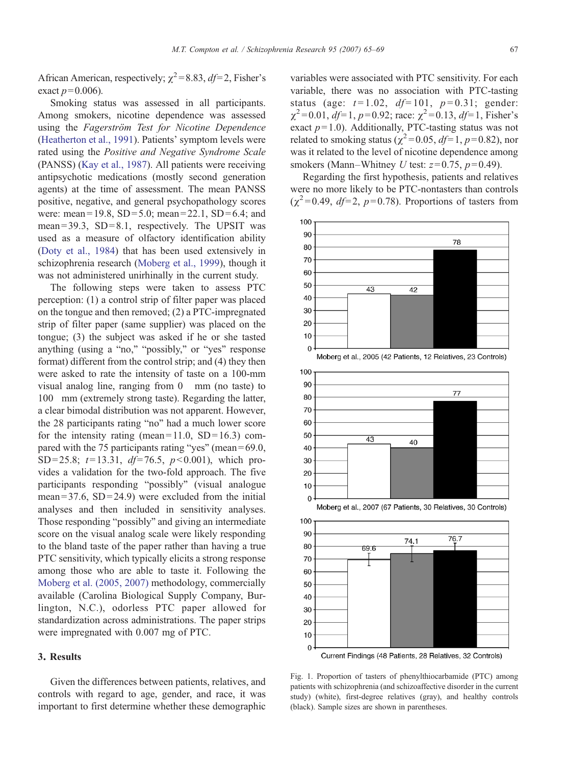African American, respectively; $\chi^2$ = 8.83, $df$ = 2, Fisher's exact $p$ = 0.006).

Smoking status was assessed in all participants. Among smokers, nicotine dependence was assessed using the *Fagerström Test for Nicotine Dependence* (Heatherton et al., 1991). Patients' symptom levels were rated using the *Positive and Negative Syndrome Scale* (PANSS) (Kay et al., 1987). All patients were receiving antipsychotic medications (mostly second generation agents) at the time of assessment. The mean PANSS positive, negative, and general psychopathology scores were: mean = 19.8, SD = 5.0; mean = 22.1, SD = 6.4; and mean = 39.3, SD = 8.1, respectively. The UPSIT was used as a measure of olfactory identification ability (Doty et al., 1984) that has been used extensively in schizophrenia research (Moberg et al., 1999), though it was not administered unirhinally in the current study.

The following steps were taken to assess PTC perception: (1) a control strip of filter paper was placed on the tongue and then removed; (2) a PTC-impregnated strip of filter paper (same supplier) was placed on the tongue; (3) the subject was asked if he or she tasted anything (using a "no," "possibly," or "yes" response format) different from the control strip; and (4) they then were asked to rate the intensity of taste on a 100-mm visual analog line, ranging from 0 mm (no taste) to 100 mm (extremely strong taste). Regarding the latter, a clear bimodal distribution was not apparent. However, the 28 participants rating "no" had a much lower score for the intensity rating (mean = 11.0, SD = 16.3) compared with the 75 participants rating "yes" (mean = 69.0, SD = 25.8; $t$ = 13.31, $df$ = 76.5, $p$ < 0.001), which provides a validation for the two-fold approach. The five participants responding "possibly" (visual analogue mean = 37.6, SD = 24.9) were excluded from the initial analyses and then included in sensitivity analyses. Those responding "possibly" and giving an intermediate score on the visual analog scale were likely responding to the bland taste of the paper rather than having a true PTC sensitivity, which typically elicits a strong response among those who are able to taste it. Following the Moberg et al. (2005, 2007) methodology, commercially available (Carolina Biological Supply Company, Burlington, N.C.), odorless PTC paper allowed for standardization across administrations. The paper strips were impregnated with 0.007 mg of PTC.

## 3. Results

Given the differences between patients, relatives, and controls with regard to age, gender, and race, it was important to first determine whether these demographic variables were associated with PTC sensitivity. For each variable, there was no association with PTC-tasting status (age: $t$ = 1.02, $df$ = 101, $p$ = 0.31; gender: $\chi^2$ = 0.01, $df$ = 1, $p$ = 0.92; race: $\chi^2$ = 0.13, $df$ = 1, Fisher's exact $p$ = 1.0). Additionally, PTC-tasting status was not related to smoking status ($\chi^2$ = 0.05, $df$ = 1, $p$ = 0.82), nor was it related to the level of nicotine dependence among smokers (Mann–Whitney $U$ test: $z$ = 0.75, $p$ = 0.49).

Regarding the first hypothesis, patients and relatives were no more likely to be PTC-nontasters than controls ($\chi^2$ = 0.49, $df$ = 2, $p$ = 0.78). Proportions of tasters from

| | Patients | Relatives | Controls |
|---|---|---|---|
| Moberg et al., 2005 (42 Patients, 12 Relatives, 23 Controls) | 43 | 42 | 78 |
| Moberg et al., 2007 (67 Patients, 30 Relatives, 30 Controls) | 43 | 40 | 77 |
| Current Findings (48 Patients, 28 Relatives, 32 Controls) | 69.6 | 74.1 | 76.7 |

Fig. 1. Proportion of tasters of phenylthiocarbamide (PTC) among patients with schizophrenia (and schizoaffective disorder in the current study) (white), first-degree relatives (gray), and healthy controls (black). Sample sizes are shown in parentheses.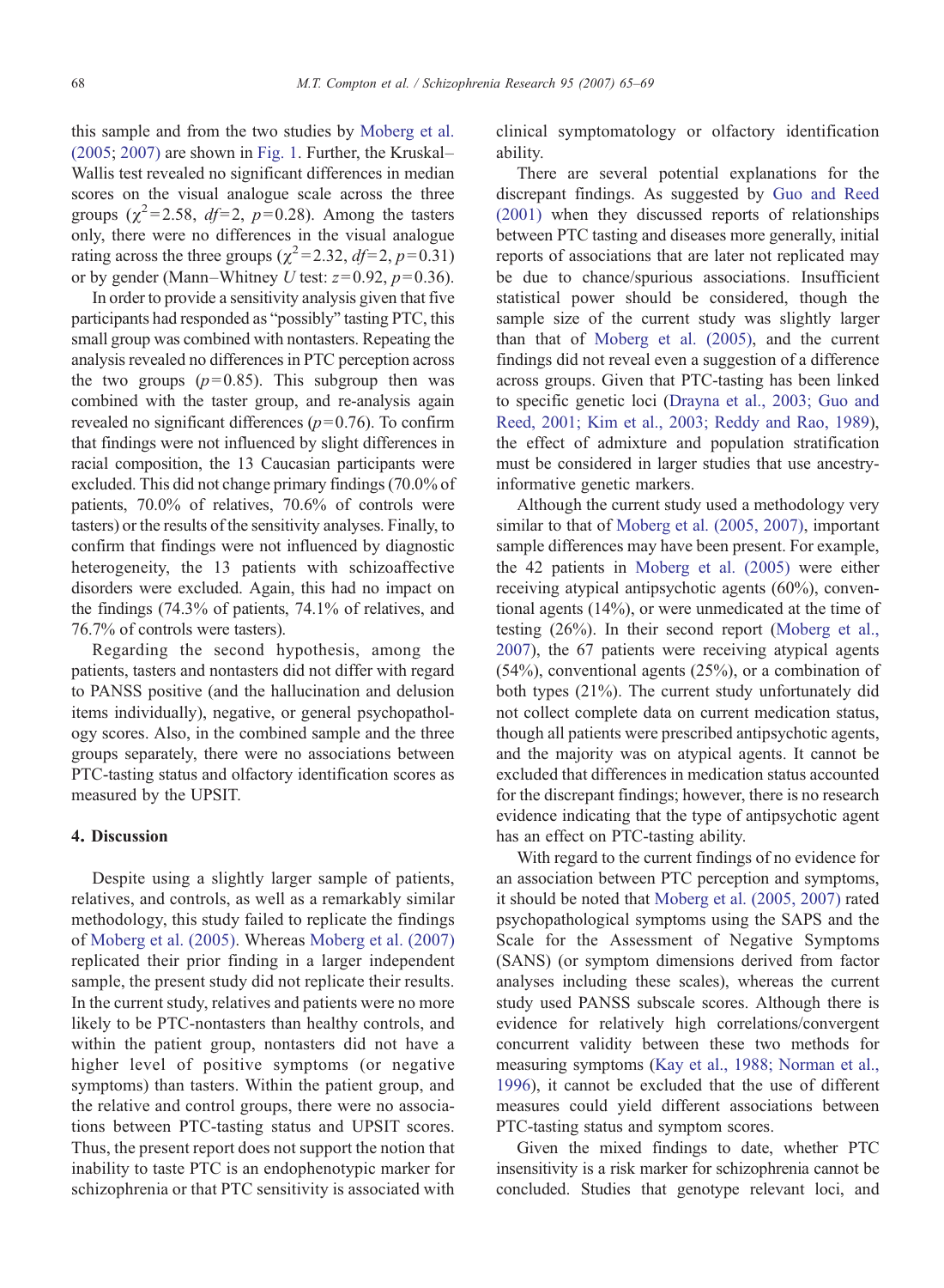this sample and from the two studies by Moberg et al. (2005; 2007) are shown in Fig. 1. Further, the Kruskal–Wallis test revealed no significant differences in median scores on the visual analogue scale across the three groups ($\chi^2=2.58$, $df=2$, $p=0.28$). Among the tasters only, there were no differences in the visual analogue rating across the three groups ($\chi^2=2.32$, $df=2$, $p=0.31$) or by gender (Mann–Whitney *U* test: $z=0.92$, $p=0.36$).

In order to provide a sensitivity analysis given that five participants had responded as "possibly" tasting PTC, this small group was combined with nontasters. Repeating the analysis revealed no differences in PTC perception across the two groups ($p=0.85$). This subgroup then was combined with the taster group, and re-analysis again revealed no significant differences ($p=0.76$). To confirm that findings were not influenced by slight differences in racial composition, the 13 Caucasian participants were excluded. This did not change primary findings (70.0% of patients, 70.0% of relatives, 70.6% of controls were tasters) or the results of the sensitivity analyses. Finally, to confirm that findings were not influenced by diagnostic heterogeneity, the 13 patients with schizoaffective disorders were excluded. Again, this had no impact on the findings (74.3% of patients, 74.1% of relatives, and 76.7% of controls were tasters).

Regarding the second hypothesis, among the patients, tasters and nontasters did not differ with regard to PANSS positive (and the hallucination and delusion items individually), negative, or general psychopathology scores. Also, in the combined sample and the three groups separately, there were no associations between PTC-tasting status and olfactory identification scores as measured by the UPSIT.

## 4. Discussion

Despite using a slightly larger sample of patients, relatives, and controls, as well as a remarkably similar methodology, this study failed to replicate the findings of Moberg et al. (2005). Whereas Moberg et al. (2007) replicated their prior finding in a larger independent sample, the present study did not replicate their results. In the current study, relatives and patients were no more likely to be PTC-nontasters than healthy controls, and within the patient group, nontasters did not have a higher level of positive symptoms (or negative symptoms) than tasters. Within the patient group, and the relative and control groups, there were no associations between PTC-tasting status and UPSIT scores. Thus, the present report does not support the notion that inability to taste PTC is an endophenotypic marker for schizophrenia or that PTC sensitivity is associated with clinical symptomatology or olfactory identification ability.

There are several potential explanations for the discrepant findings. As suggested by Guo and Reed (2001) when they discussed reports of relationships between PTC tasting and diseases more generally, initial reports of associations that are later not replicated may be due to chance/spurious associations. Insufficient statistical power should be considered, though the sample size of the current study was slightly larger than that of Moberg et al. (2005), and the current findings did not reveal even a suggestion of a difference across groups. Given that PTC-tasting has been linked to specific genetic loci (Drayna et al., 2003; Guo and Reed, 2001; Kim et al., 2003; Reddy and Rao, 1989), the effect of admixture and population stratification must be considered in larger studies that use ancestry-informative genetic markers.

Although the current study used a methodology very similar to that of Moberg et al. (2005, 2007), important sample differences may have been present. For example, the 42 patients in Moberg et al. (2005) were either receiving atypical antipsychotic agents (60%), conventional agents (14%), or were unmedicated at the time of testing (26%). In their second report (Moberg et al., 2007), the 67 patients were receiving atypical agents (54%), conventional agents (25%), or a combination of both types (21%). The current study unfortunately did not collect complete data on current medication status, though all patients were prescribed antipsychotic agents, and the majority was on atypical agents. It cannot be excluded that differences in medication status accounted for the discrepant findings; however, there is no research evidence indicating that the type of antipsychotic agent has an effect on PTC-tasting ability.

With regard to the current findings of no evidence for an association between PTC perception and symptoms, it should be noted that Moberg et al. (2005, 2007) rated psychopathological symptoms using the SAPS and the Scale for the Assessment of Negative Symptoms (SANS) (or symptom dimensions derived from factor analyses including these scales), whereas the current study used PANSS subscale scores. Although there is evidence for relatively high correlations/convergent concurrent validity between these two methods for measuring symptoms (Kay et al., 1988; Norman et al., 1996), it cannot be excluded that the use of different measures could yield different associations between PTC-tasting status and symptom scores.

Given the mixed findings to date, whether PTC insensitivity is a risk marker for schizophrenia cannot be concluded. Studies that genotype relevant loci, and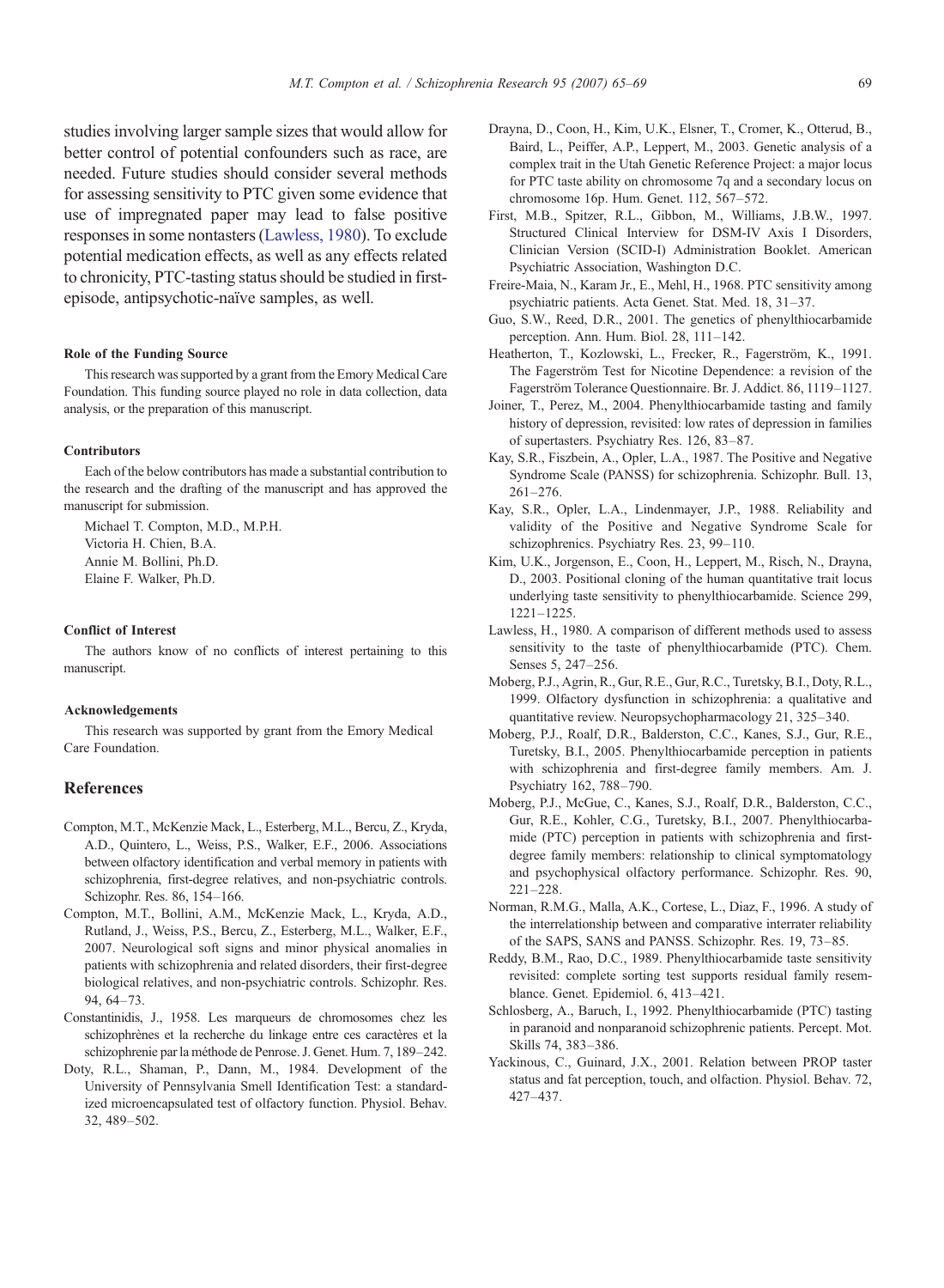studies involving larger sample sizes that would allow for better control of potential confounders such as race, are needed. Future studies should consider several methods for assessing sensitivity to PTC given some evidence that use of impregnated paper may lead to false positive responses in some nontasters (Lawless, 1980). To exclude potential medication effects, as well as any effects related to chronicity, PTC-tasting status should be studied in first-episode, antipsychotic-naïve samples, as well.

### Role of the Funding Source

This research was supported by a grant from the Emory Medical Care Foundation. This funding source played no role in data collection, data analysis, or the preparation of this manuscript.

### Contributors

Each of the below contributors has made a substantial contribution to the research and the drafting of the manuscript and has approved the manuscript for submission.

Michael T. Compton, M.D., M.P.H.
Victoria H. Chien, B.A.
Annie M. Bollini, Ph.D.
Elaine F. Walker, Ph.D.

### Conflict of Interest

The authors know of no conflicts of interest pertaining to this manuscript.

### Acknowledgements

This research was supported by grant from the Emory Medical Care Foundation.

## References

Compton, M.T., McKenzie Mack, L., Esterberg, M.L., Bercu, Z., Kryda, A.D., Quintero, L., Weiss, P.S., Walker, E.F., 2006. Associations between olfactory identification and verbal memory in patients with schizophrenia, first-degree relatives, and non-psychiatric controls. Schizophr. Res. 86, 154–166.

Compton, M.T., Bollini, A.M., McKenzie Mack, L., Kryda, A.D., Rutland, J., Weiss, P.S., Bercu, Z., Esterberg, M.L., Walker, E.F., 2007. Neurological soft signs and minor physical anomalies in patients with schizophrenia and related disorders, their first-degree biological relatives, and non-psychiatric controls. Schizophr. Res. 94, 64–73.

Constantinidis, J., 1958. Les marqueurs de chromosomes chez les schizophrènes et la recherche du linkage entre ces caractères et la schizophrenie par la méthode de Penrose. J. Genet. Hum. 7, 189–242.

Doty, R.L., Shaman, P., Dann, M., 1984. Development of the University of Pennsylvania Smell Identification Test: a standardized microencapsulated test of olfactory function. Physiol. Behav. 32, 489–502.

Drayna, D., Coon, H., Kim, U.K., Elsner, T., Cromer, K., Otterud, B., Baird, L., Peiffer, A.P., Leppert, M., 2003. Genetic analysis of a complex trait in the Utah Genetic Reference Project: a major locus for PTC taste ability on chromosome 7q and a secondary locus on chromosome 16p. Hum. Genet. 112, 567–572.

First, M.B., Spitzer, R.L., Gibbon, M., Williams, J.B.W., 1997. Structured Clinical Interview for DSM-IV Axis I Disorders, Clinician Version (SCID-I) Administration Booklet. American Psychiatric Association, Washington D.C.

Freire-Maia, N., Karam Jr., E., Mehl, H., 1968. PTC sensitivity among psychiatric patients. Acta Genet. Stat. Med. 18, 31–37.

Guo, S.W., Reed, D.R., 2001. The genetics of phenylthiocarbamide perception. Ann. Hum. Biol. 28, 111–142.

Heatherton, T., Kozlowski, L., Frecker, R., Fagerström, K., 1991. The Fagerström Test for Nicotine Dependence: a revision of the Fagerström Tolerance Questionnaire. Br. J. Addict. 86, 1119–1127.

Joiner, T., Perez, M., 2004. Phenylthiocarbamide tasting and family history of depression, revisited: low rates of depression in families of supertasters. Psychiatry Res. 126, 83–87.

Kay, S.R., Fiszbein, A., Opler, L.A., 1987. The Positive and Negative Syndrome Scale (PANSS) for schizophrenia. Schizophr. Bull. 13, 261–276.

Kay, S.R., Opler, L.A., Lindenmayer, J.P., 1988. Reliability and validity of the Positive and Negative Syndrome Scale for schizophrenics. Psychiatry Res. 23, 99–110.

Kim, U.K., Jorgenson, E., Coon, H., Leppert, M., Risch, N., Drayna, D., 2003. Positional cloning of the human quantitative trait locus underlying taste sensitivity to phenylthiocarbamide. Science 299, 1221–1225.

Lawless, H., 1980. A comparison of different methods used to assess sensitivity to the taste of phenylthiocarbamide (PTC). Chem. Senses 5, 247–256.

Moberg, P.J., Agrin, R., Gur, R.E., Gur, R.C., Turetsky, B.I., Doty, R.L., 1999. Olfactory dysfunction in schizophrenia: a qualitative and quantitative review. Neuropsychopharmacology 21, 325–340.

Moberg, P.J., Roalf, D.R., Balderston, C.C., Kanes, S.J., Gur, R.E., Turetsky, B.I., 2005. Phenylthiocarbamide perception in patients with schizophrenia and first-degree family members. Am. J. Psychiatry 162, 788–790.

Moberg, P.J., McGue, C., Kanes, S.J., Roalf, D.R., Balderston, C.C., Gur, R.E., Kohler, C.G., Turetsky, B.I., 2007. Phenylthiocarbamide (PTC) perception in patients with schizophrenia and first-degree family members: relationship to clinical symptomatology and psychophysical olfactory performance. Schizophr. Res. 90, 221–228.

Norman, R.M.G., Malla, A.K., Cortese, L., Diaz, F., 1996. A study of the interrelationship between and comparative interrater reliability of the SAPS, SANS and PANSS. Schizophr. Res. 19, 73–85.

Reddy, B.M., Rao, D.C., 1989. Phenylthiocarbamide taste sensitivity revisited: complete sorting test supports residual family resemblance. Genet. Epidemiol. 6, 413–421.

Schlosberg, A., Baruch, I., 1992. Phenylthiocarbamide (PTC) tasting in paranoid and nonparanoid schizophrenic patients. Percept. Mot. Skills 74, 383–386.

Yackinous, C., Guinard, J.X., 2001. Relation between PROP taster status and fat perception, touch, and olfaction. Physiol. Behav. 72, 427–437.